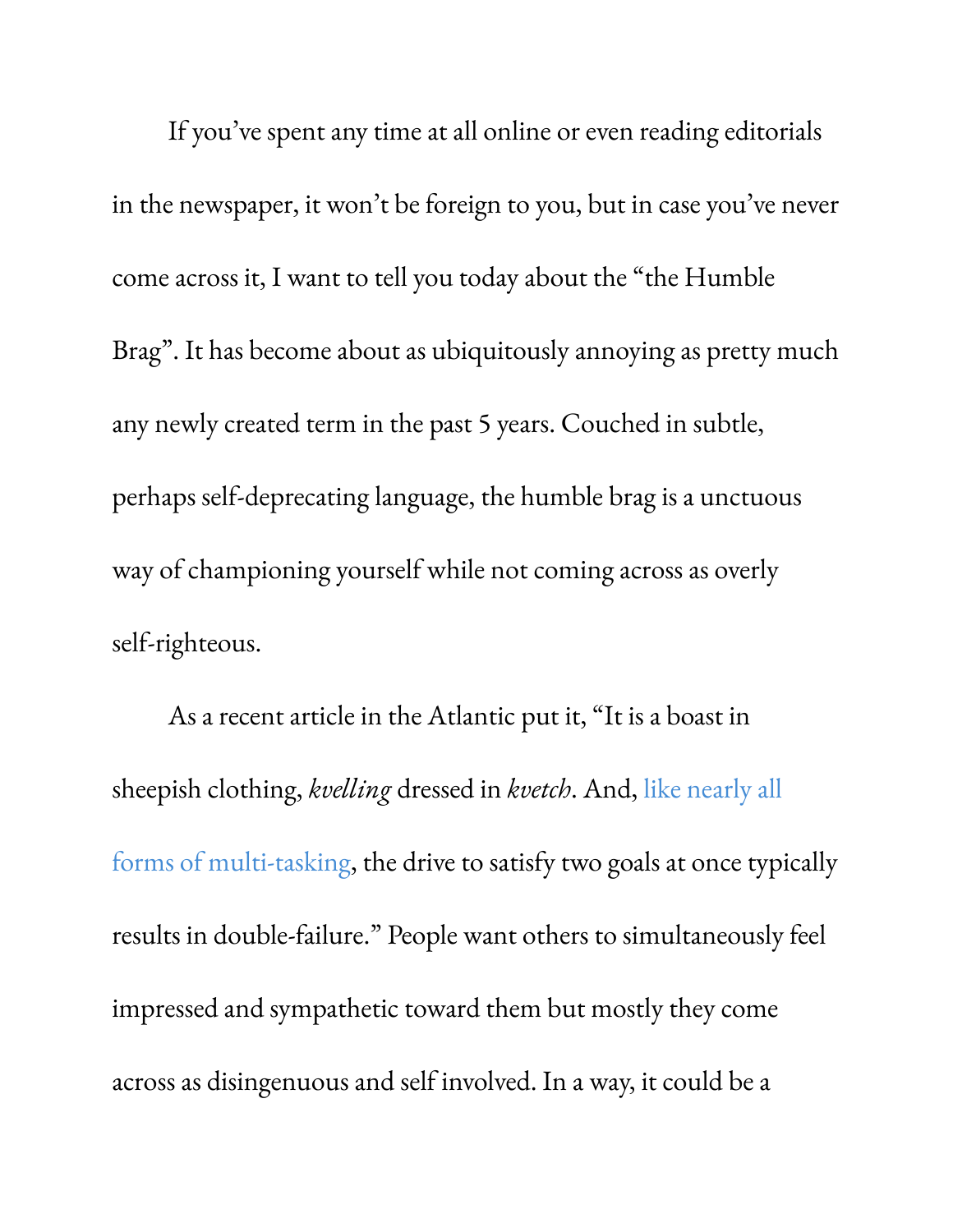If you've spent any time at all online or even reading editorials in the newspaper, it won't be foreign to you, but in case you've never come across it, I want to tell you today about the "the Humble Brag". It has become about as ubiquitously annoying as pretty much any newly created term in the past 5 years. Couched in subtle, perhaps self-deprecating language, the humble brag is a unctuous way of championing yourself while not coming across as overly self-righteous.

As a recent article in the Atlantic put it, "It is a boast in sheepish clothing, *kvelling* dressed in *kvetch*. And, like nearly all forms of multi-tasking, the drive to satisfy two goals at once typically results in double-failure." People want others to simultaneously feel impressed and sympathetic toward them but mostly they come across as disingenuous and self involved. In a way, it could be a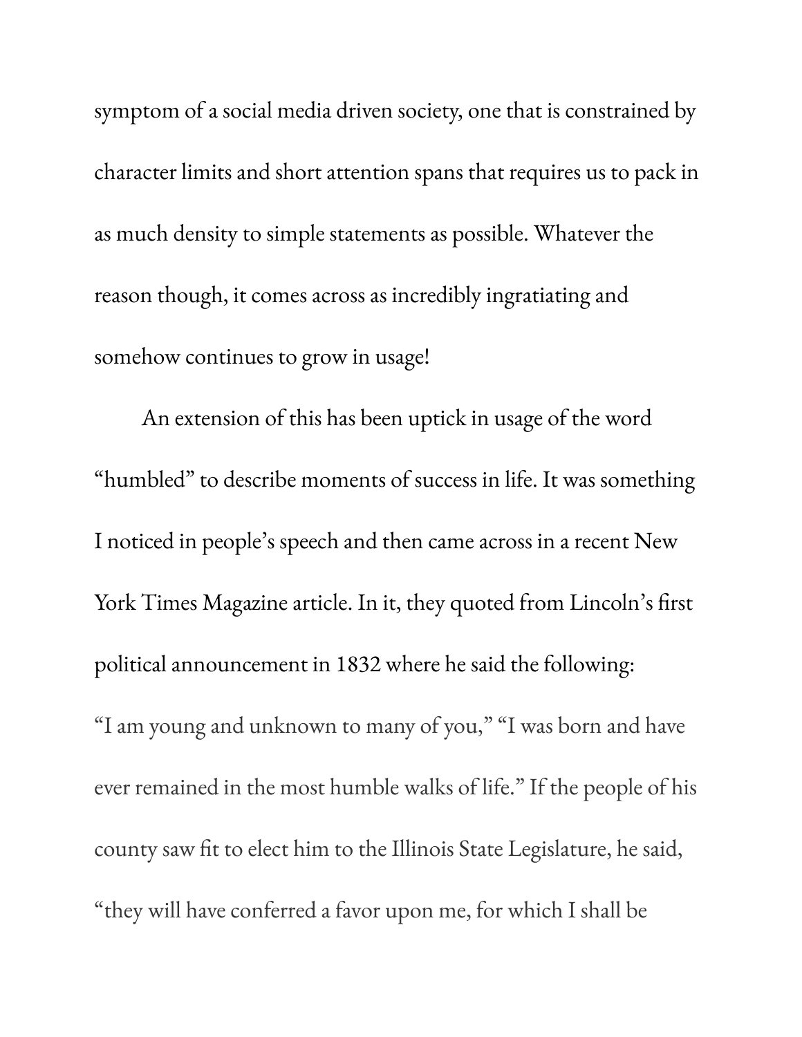symptom of a social media driven society, one that is constrained by character limits and short attention spans that requires us to pack in as much density to simple statements as possible. Whatever the reason though, it comes across as incredibly ingratiating and somehow continues to grow in usage!

An extension of this has been uptick in usage of the word "humbled" to describe moments of success in life. It was something I noticed in people's speech and then came across in a recent New York Times Magazine article. In it, they quoted from Lincoln's first political announcement in 1832 where he said the following:

"I am young and unknown to many of you," "I was born and have ever remained in the most humble walks of life." If the people of his county saw fit to elect him to the Illinois State Legislature, he said, "they will have conferred a favor upon me, for which I shall be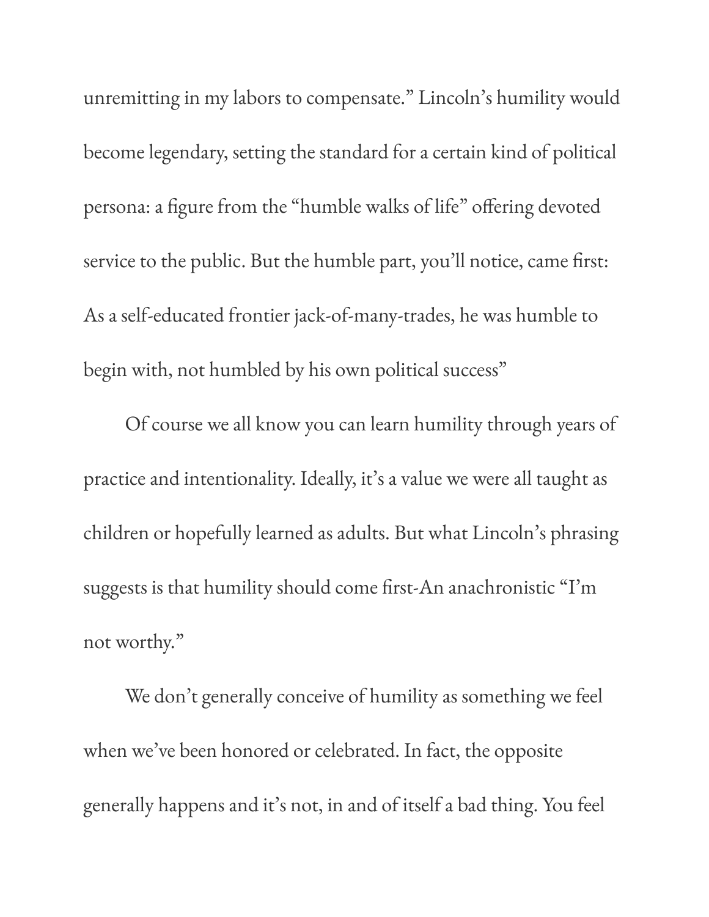unremitting in my labors to compensate." Lincoln's humility would become legendary, setting the standard for a certain kind of political persona: a figure from the "humble walks of life" offering devoted service to the public. But the humble part, you'll notice, came first: As a self-educated frontier jack-of-many-trades, he was humble to begin with, not humbled by his own political success"

Of course we all know you can learn humility through years of practice and intentionality. Ideally, it's a value we were all taught as children or hopefully learned as adults. But what Lincoln's phrasing suggests is that humility should come first-An anachronistic "I'm not worthy."

We don't generally conceive of humility as something we feel when we've been honored or celebrated. In fact, the opposite generally happens and it's not, in and of itself a bad thing. You feel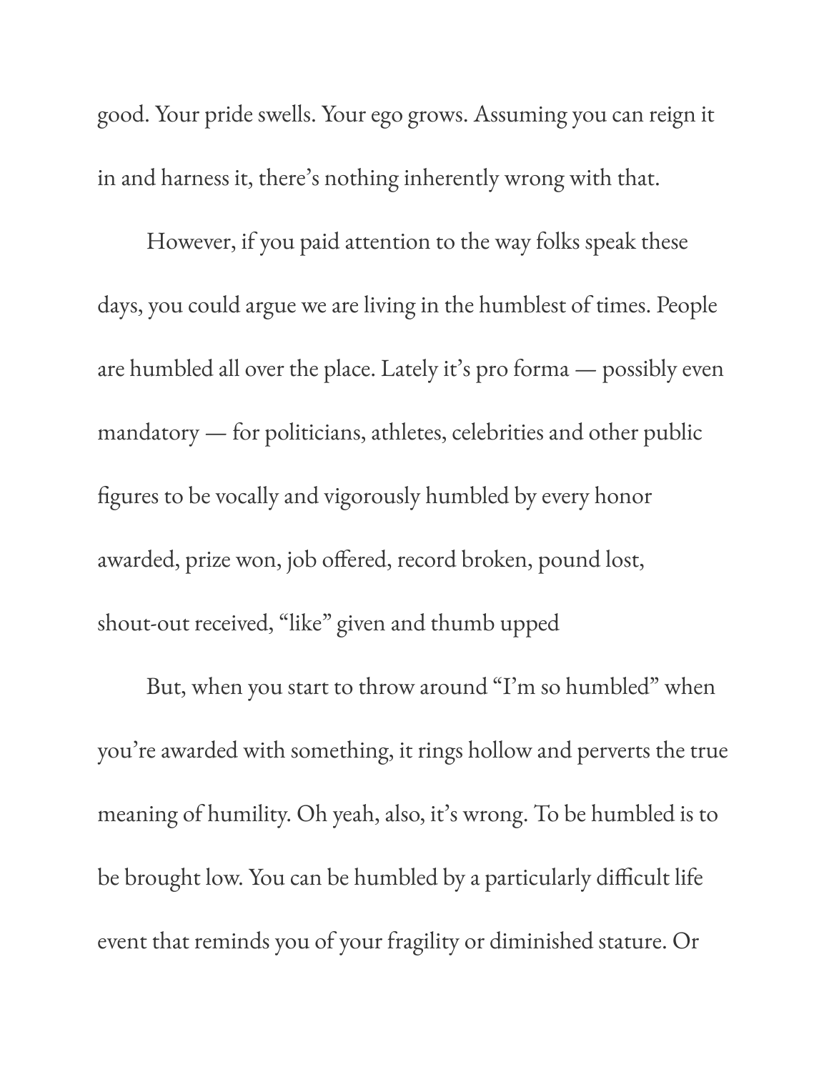good. Your pride swells. Your ego grows. Assuming you can reign it in and harness it, there's nothing inherently wrong with that.

However, if you paid attention to the way folks speak these days, you could argue we are living in the humblest of times. People are humbled all over the place. Lately it's pro forma — possibly even mandatory — for politicians, athletes, celebrities and other public figures to be vocally and vigorously humbled by every honor awarded, prize won, job offered, record broken, pound lost, shout-out received, "like" given and thumb upped

But, when you start to throw around "I'm so humbled" when you're awarded with something, it rings hollow and perverts the true meaning of humility. Oh yeah, also, it's wrong. To be humbled is to be brought low. You can be humbled by a particularly difficult life event that reminds you of your fragility or diminished stature. Or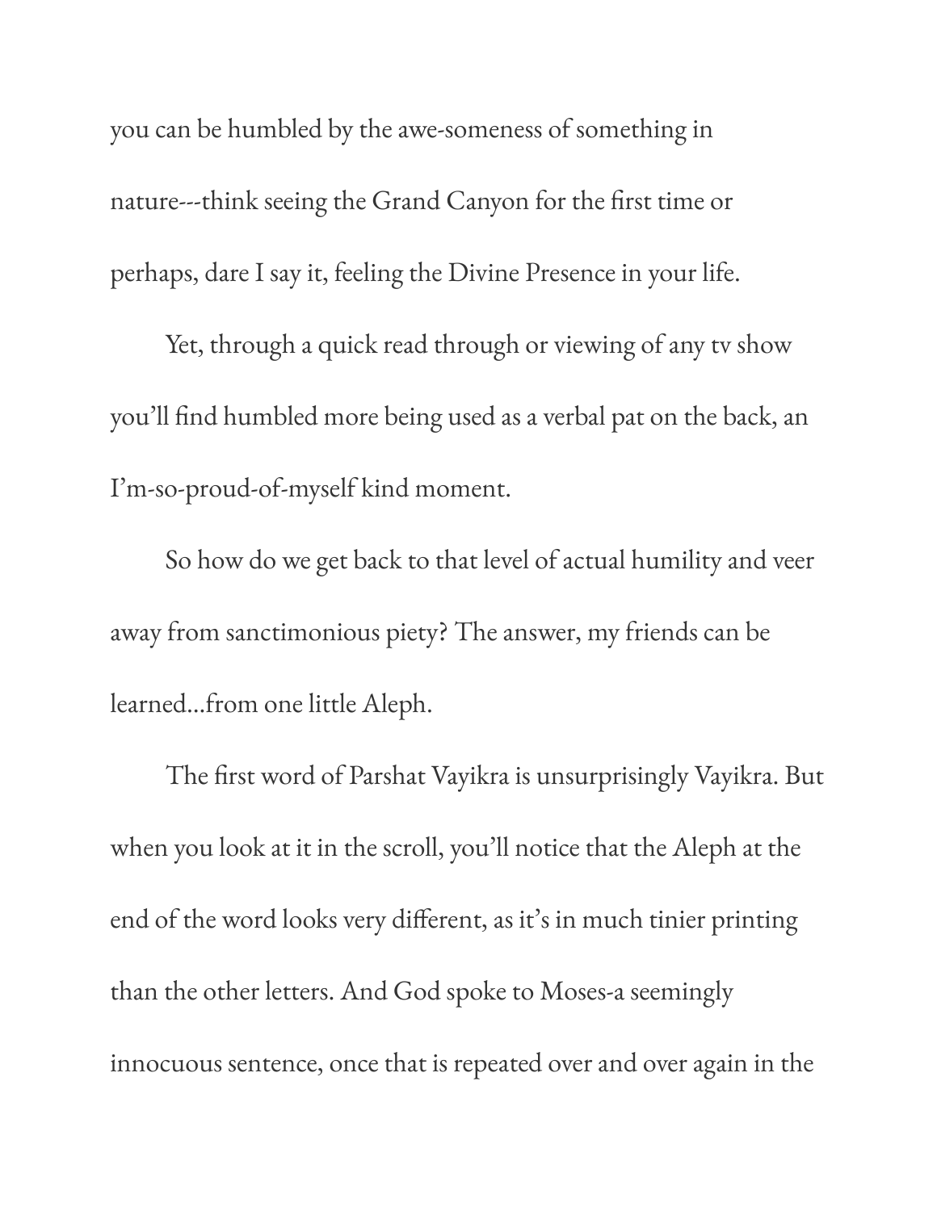you can be humbled by the awe-someness of something in nature---think seeing the Grand Canyon for the first time or perhaps, dare I say it, feeling the Divine Presence in your life.

Yet, through a quick read through or viewing of any tv show you'll find humbled more being used as a verbal pat on the back, an I'm-so-proud-of-myself kind moment.

So how do we get back to that level of actual humility and veer away from sanctimonious piety? The answer, my friends can be learned...from one little Aleph.

The first word of Parshat Vayikra is unsurprisingly Vayikra. But when you look at it in the scroll, you'll notice that the Aleph at the end of the word looks very different, as it's in much tinier printing than the other letters. And God spoke to Moses-a seemingly innocuous sentence, once that is repeated over and over again in the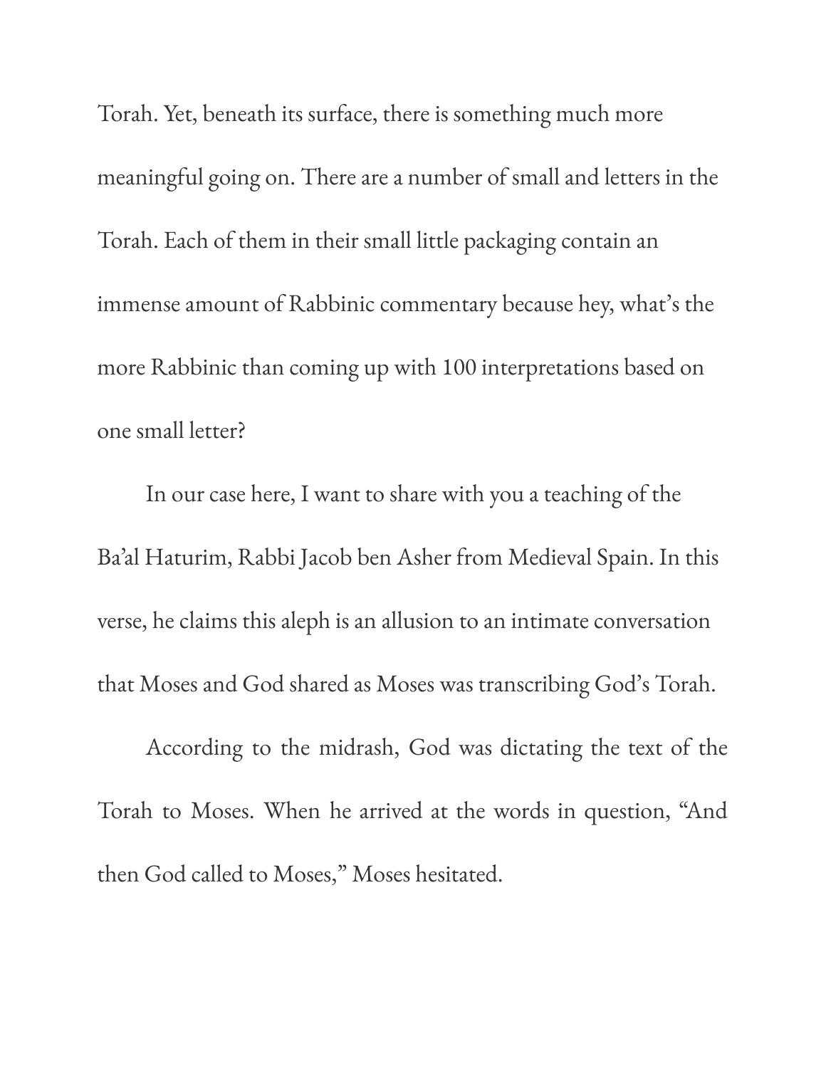Torah. Yet, beneath its surface, there is something much more meaningful going on. There are a number of small and letters in the Torah. Each of them in their small little packaging contain an immense amount of Rabbinic commentary because hey, what's the more Rabbinic than coming up with 100 interpretations based on one small letter?

In our case here, I want to share with you a teaching of the Ba'al Haturim, Rabbi Jacob ben Asher from Medieval Spain. In this verse, he claims this aleph is an allusion to an intimate conversation that Moses and God shared as Moses was transcribing God's Torah.

According to the midrash, God was dictating the text of the Torah to Moses. When he arrived at the words in question, "And then God called to Moses," Moses hesitated.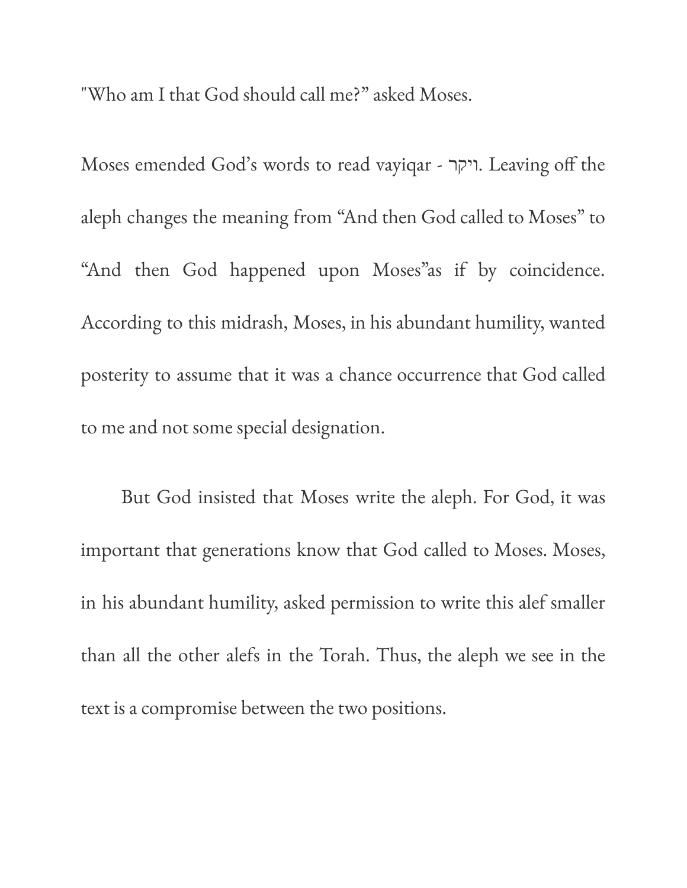"Who am I that God should call me?" asked Moses.

Moses emended God's words to read vayiqar - ויקר. Leaving off the aleph changes the meaning from "And then God called to Moses" to "And then God happened upon Moses"as if by coincidence. According to this midrash, Moses, in his abundant humility, wanted posterity to assume that it was a chance occurrence that God called to me and not some special designation.

But God insisted that Moses write the aleph. For God, it was important that generations know that God called to Moses. Moses, in his abundant humility, asked permission to write this alef smaller than all the other alefs in the Torah. Thus, the aleph we see in the text is a compromise between the two positions.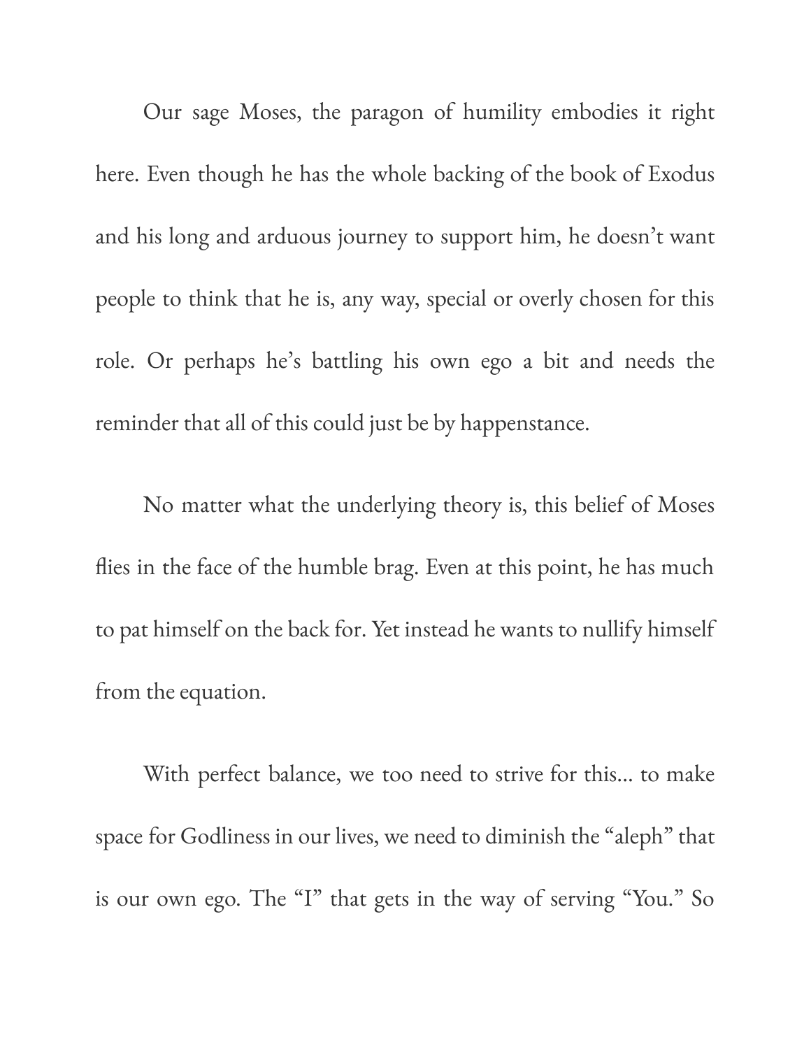Our sage Moses, the paragon of humility embodies it right here. Even though he has the whole backing of the book of Exodus and his long and arduous journey to support him, he doesn't want people to think that he is, any way, special or overly chosen for this role. Or perhaps he's battling his own ego a bit and needs the reminder that all of this could just be by happenstance.

No matter what the underlying theory is, this belief of Moses flies in the face of the humble brag. Even at this point, he has much to pat himself on the back for. Yet instead he wants to nullify himself from the equation.

With perfect balance, we too need to strive for this... to make space for Godliness in our lives, we need to diminish the "aleph" that is our own ego. The "I" that gets in the way of serving "You." So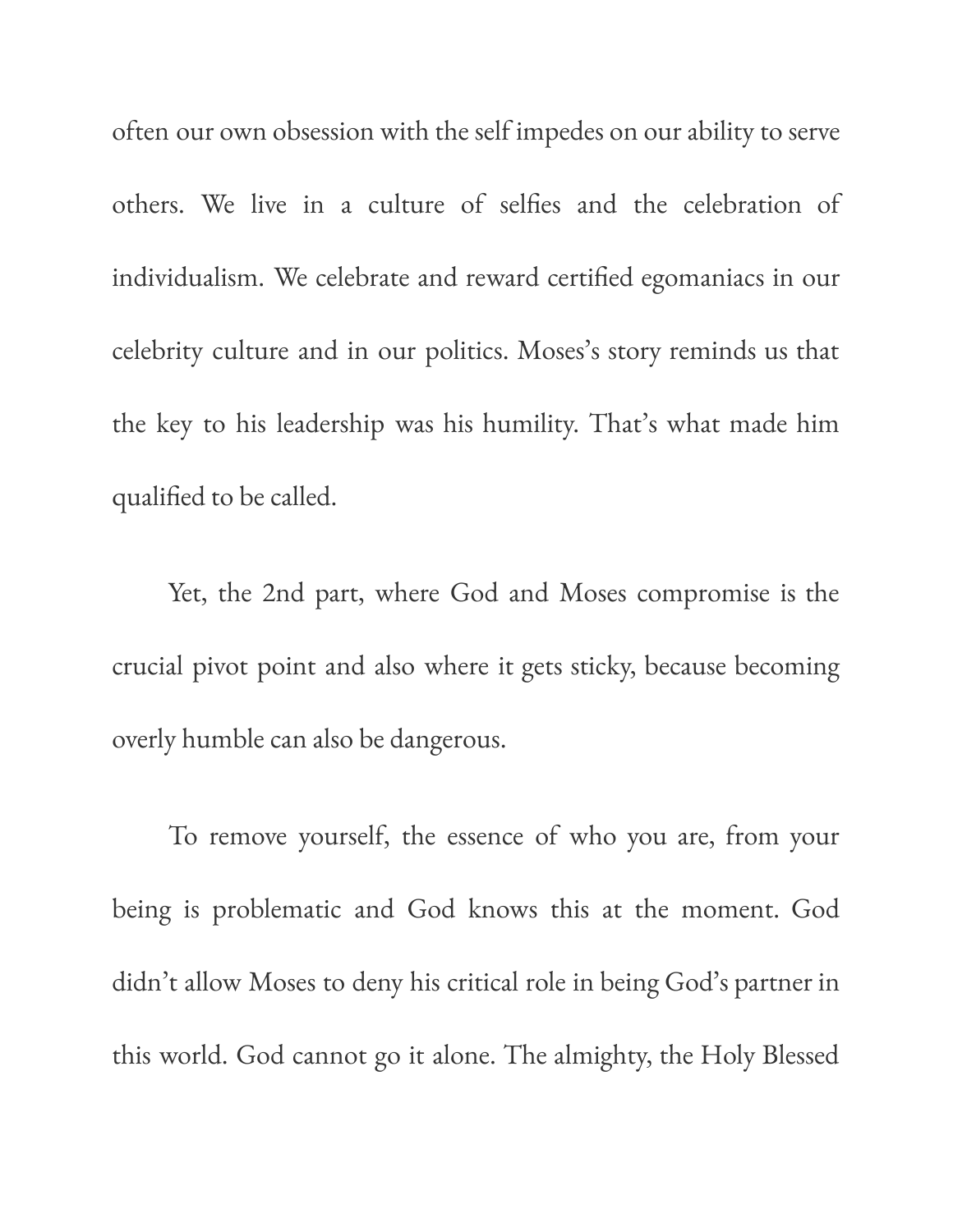often our own obsession with the self impedes on our ability to serve others. We live in a culture of selfies and the celebration of individualism. We celebrate and reward certified egomaniacs in our celebrity culture and in our politics. Moses's story reminds us that the key to his leadership was his humility. That's what made him qualified to be called.

Yet, the 2nd part, where God and Moses compromise is the crucial pivot point and also where it gets sticky, because becoming overly humble can also be dangerous.

To remove yourself, the essence of who you are, from your being is problematic and God knows this at the moment. God didn't allow Moses to deny his critical role in being God's partner in this world. God cannot go it alone. The almighty, the Holy Blessed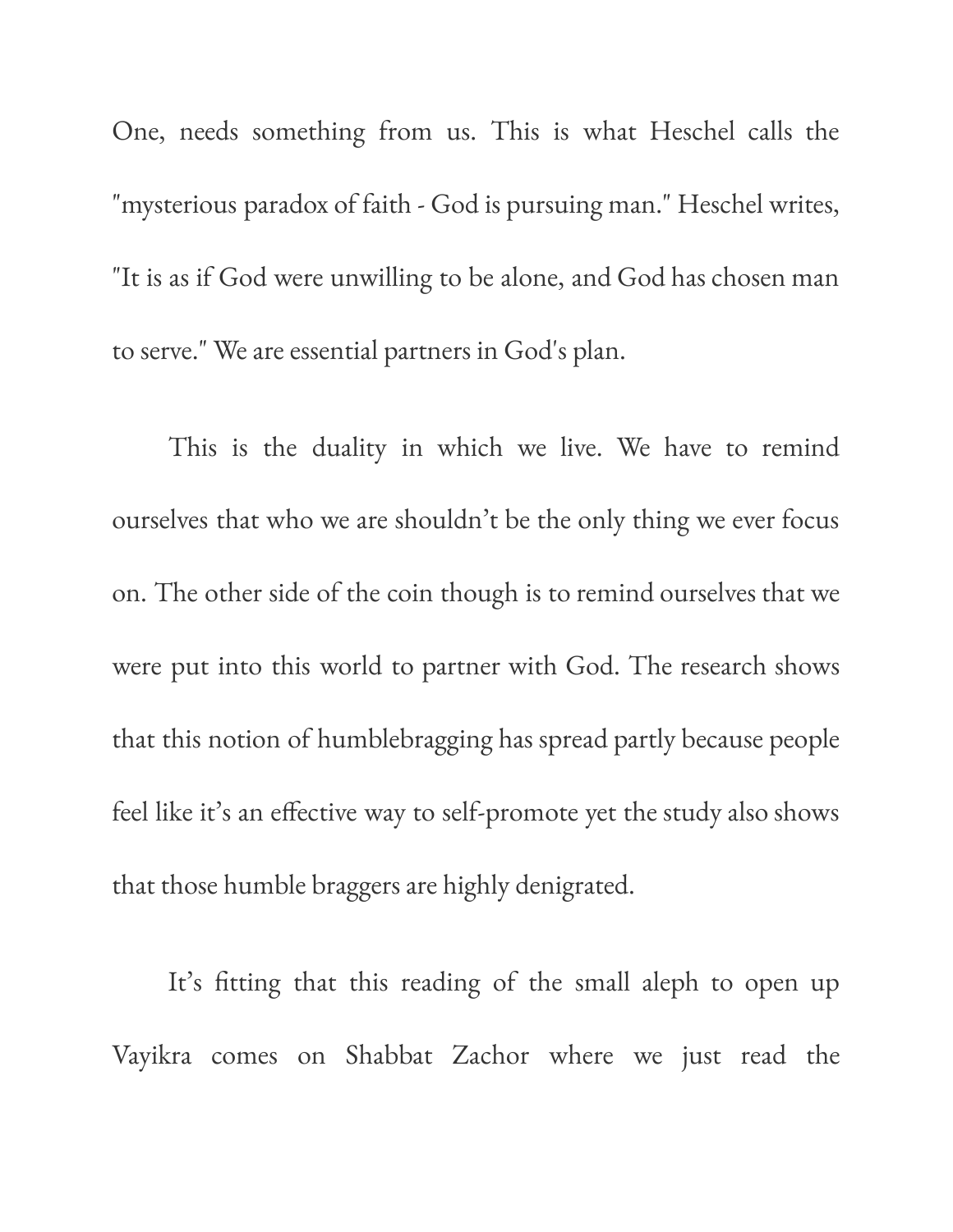One, needs something from us. This is what Heschel calls the "mysterious paradox of faith - God is pursuing man." Heschel writes, "It is as if God were unwilling to be alone, and God has chosen man to serve." We are essential partners in God's plan.

This is the duality in which we live. We have to remind ourselves that who we are shouldn't be the only thing we ever focus on. The other side of the coin though is to remind ourselves that we were put into this world to partner with God. The research shows that this notion of humblebragging has spread partly because people feel like it's an effective way to self-promote yet the study also shows that those humble braggers are highly denigrated.

It's fitting that this reading of the small aleph to open up Vayikra comes on Shabbat Zachor where we just read the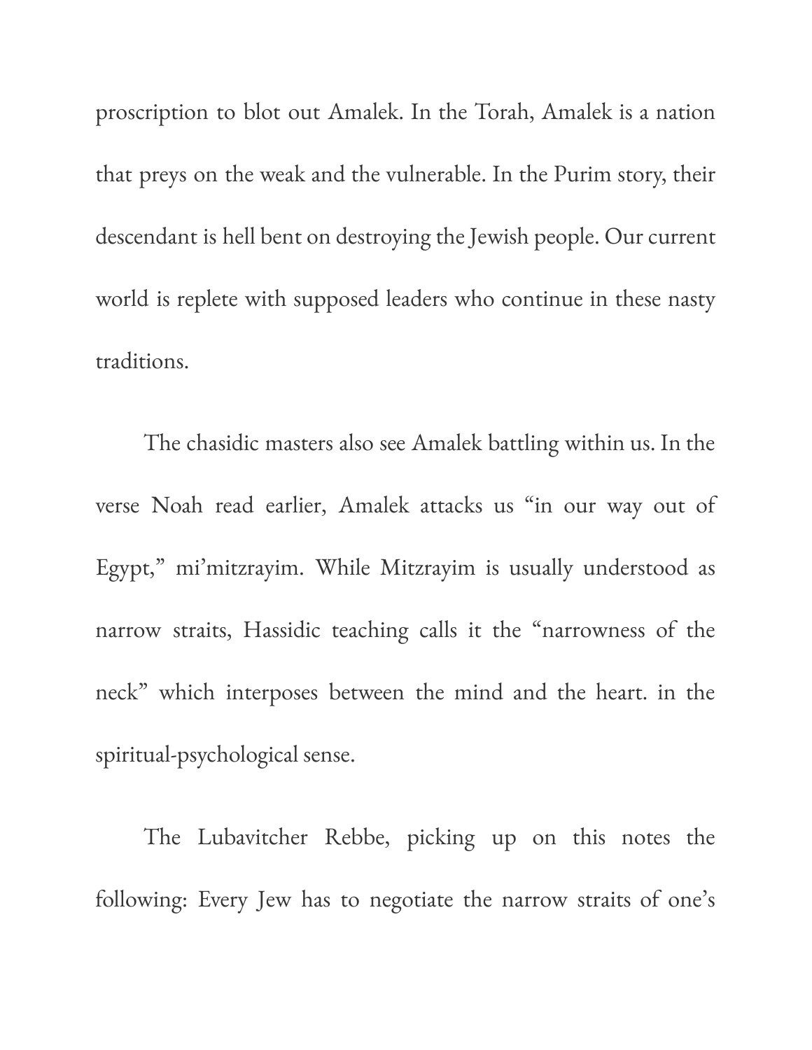proscription to blot out Amalek. In the Torah, Amalek is a nation that preys on the weak and the vulnerable. In the Purim story, their descendant is hell bent on destroying the Jewish people. Our current world is replete with supposed leaders who continue in these nasty traditions.

The chasidic masters also see Amalek battling within us. In the verse Noah read earlier, Amalek attacks us "in our way out of Egypt," mi'mitzrayim. While Mitzrayim is usually understood as narrow straits, Hassidic teaching calls it the "narrowness of the neck" which interposes between the mind and the heart. in the spiritual-psychological sense.

The Lubavitcher Rebbe, picking up on this notes the following: Every Jew has to negotiate the narrow straits of one's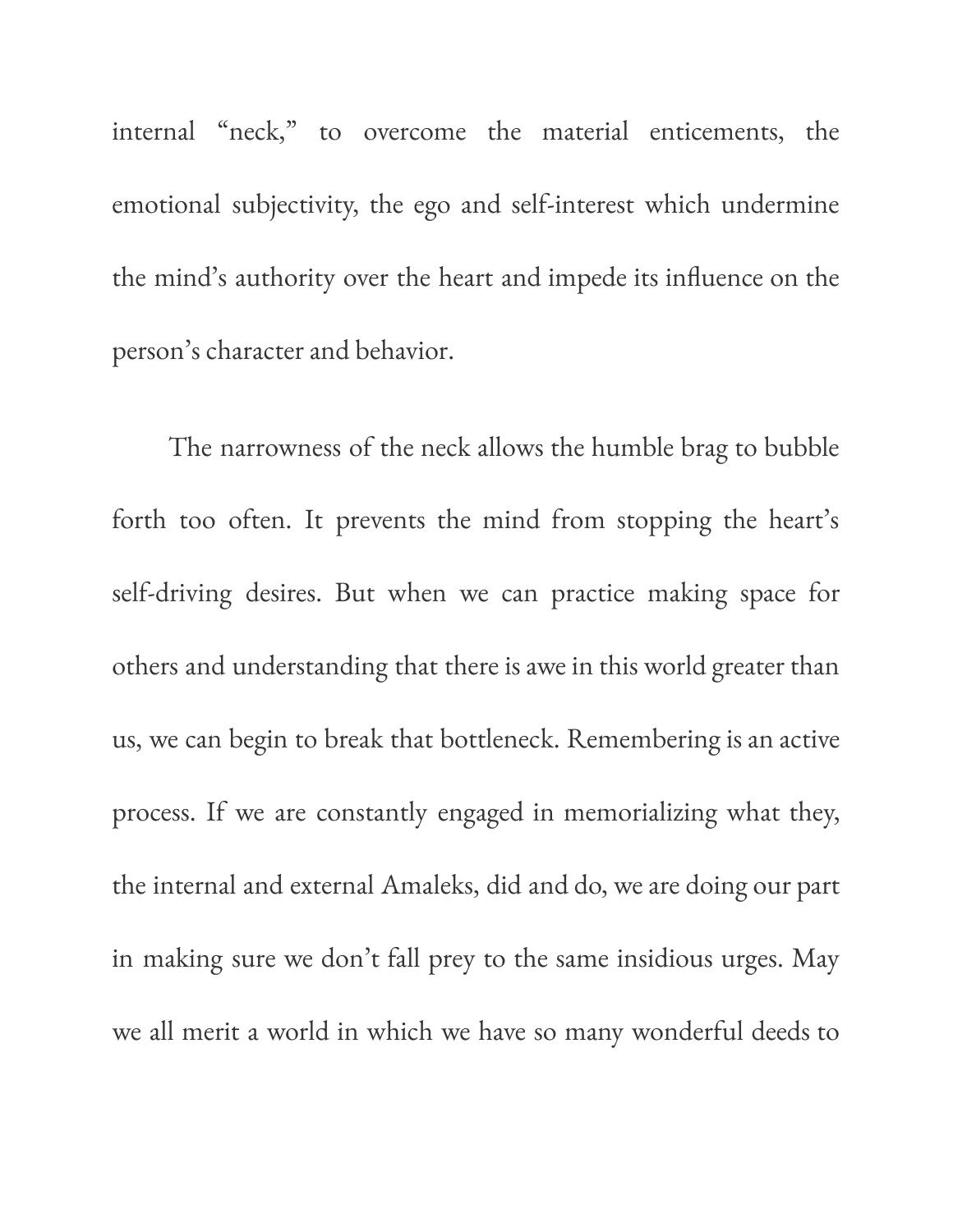internal "neck," to overcome the material enticements, the emotional subjectivity, the ego and self-interest which undermine the mind's authority over the heart and impede its influence on the person's character and behavior.

The narrowness of the neck allows the humble brag to bubble forth too often. It prevents the mind from stopping the heart's self-driving desires. But when we can practice making space for others and understanding that there is awe in this world greater than us, we can begin to break that bottleneck. Remembering is an active process. If we are constantly engaged in memorializing what they, the internal and external Amaleks, did and do, we are doing our part in making sure we don't fall prey to the same insidious urges. May we all merit a world in which we have so many wonderful deeds to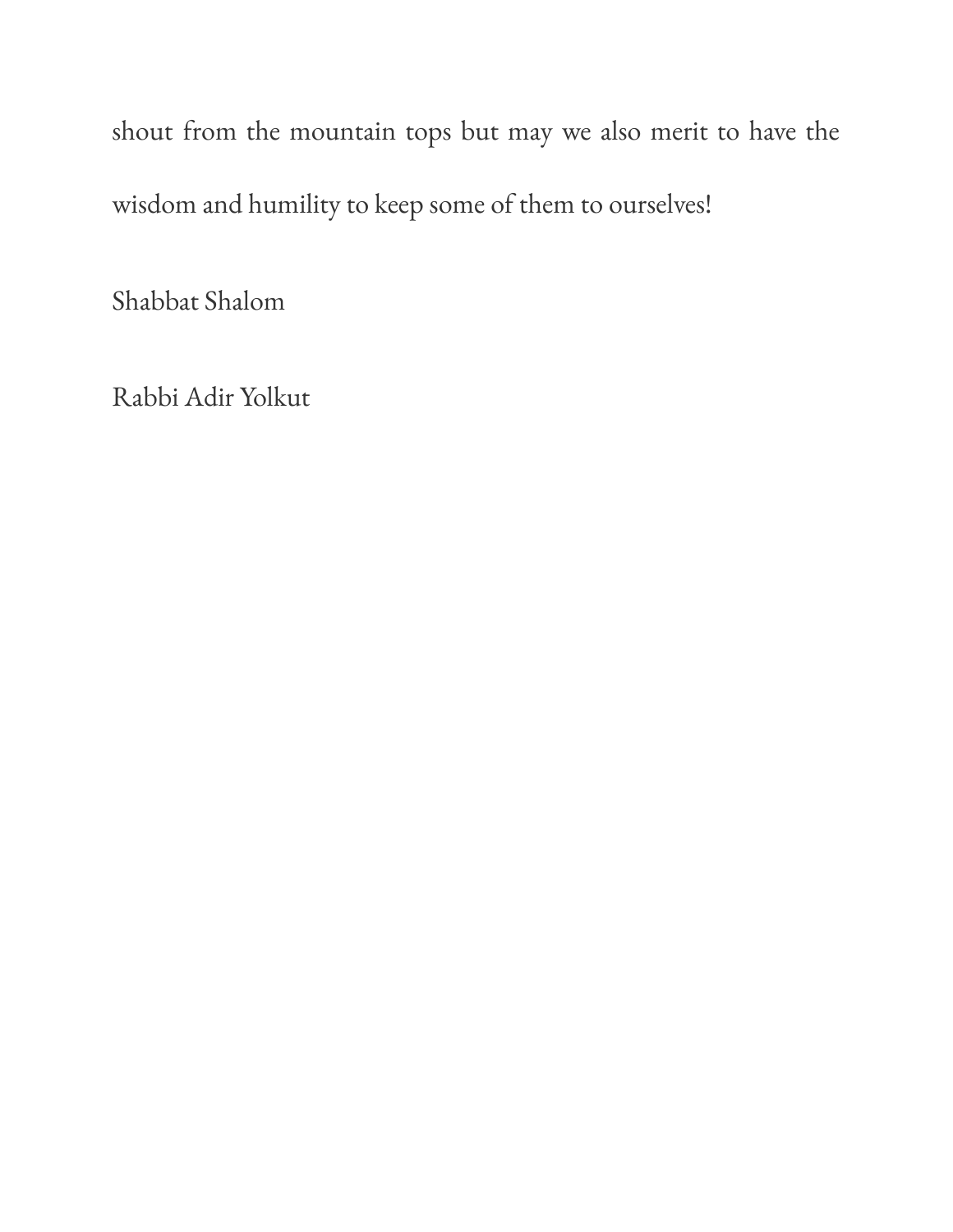shout from the mountain tops but may we also merit to have the wisdom and humility to keep some of them to ourselves!

Shabbat Shalom

Rabbi Adir Yolkut